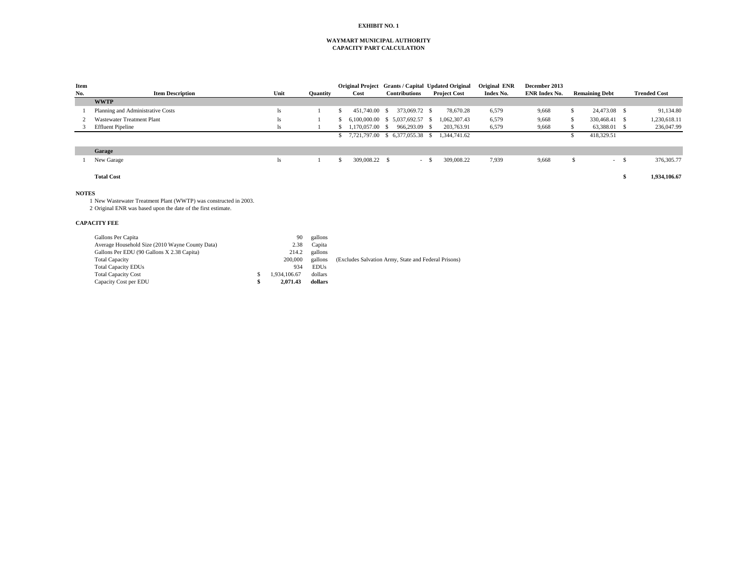**EXHIBIT NO. 1**

**WAYMART MUNICIPAL AUTHORITY**
**CAPACITY PART CALCULATION**

| Item No. | Item Description | Unit | Quantity | Original Project Cost | Grants / Capital Contributions | Updated Original Project Cost | Original ENR Index No. | December 2013 ENR Index No. | Remaining Debt | Trended Cost |
|---|---|---|---|---|---|---|---|---|---|---|
| | **WWTP** | | | | | | | | | |
| 1 | Planning and Administrative Costs | ls | 1 | $ 451,740.00 | $ 373,069.72 | $ 78,670.28 | 6,579 | 9,668 | $ 24,473.08 | $ 91,134.80 |
| 2 | Wastewater Treatment Plant | ls | 1 | $ 6,100,000.00 | $ 5,037,692.57 | $ 1,062,307.43 | 6,579 | 9,668 | $ 330,468.41 | $ 1,230,618.11 |
| 3 | Effluent Pipeline | ls | 1 | $ 1,170,057.00 | $ 966,293.09 | $ 203,763.91 | 6,579 | 9,668 | $ 63,388.01 | $ 236,047.99 |
| | | | | $ 7,721,797.00 | $ 6,377,055.38 | $ 1,344,741.62 | | | $ 418,329.51 | |
| | **Garage** | | | | | | | | | |
| 1 | New Garage | ls | 1 | $ 309,008.22 | $ - | $ 309,008.22 | 7,939 | 9,668 | $ - | $ 376,305.77 |
| | **Total Cost** | | | | | | | | | **$ 1,934,106.67** |

**NOTES**

1 New Wastewater Treatment Plant (WWTP) was constructed in 2003.
2 Original ENR was based upon the date of the first estimate.

**CAPACITY FEE**

| | | | |
|---|---|---|---|
| Gallons Per Capita | 90 | gallons | |
| Average Household Size (2010 Wayne County Data) | 2.38 | Capita | |
| Gallons Per EDU (90 Gallons X 2.38 Capita) | 214.2 | gallons | |
| Total Capacity | 200,000 | gallons | (Excludes Salvation Army, State and Federal Prisons) |
| Total Capacity EDUs | 934 | EDUs | |
| Total Capacity Cost | $ 1,934,106.67 | dollars | |
| Capacity Cost per EDU | **$ 2,071.43** | **dollars** | |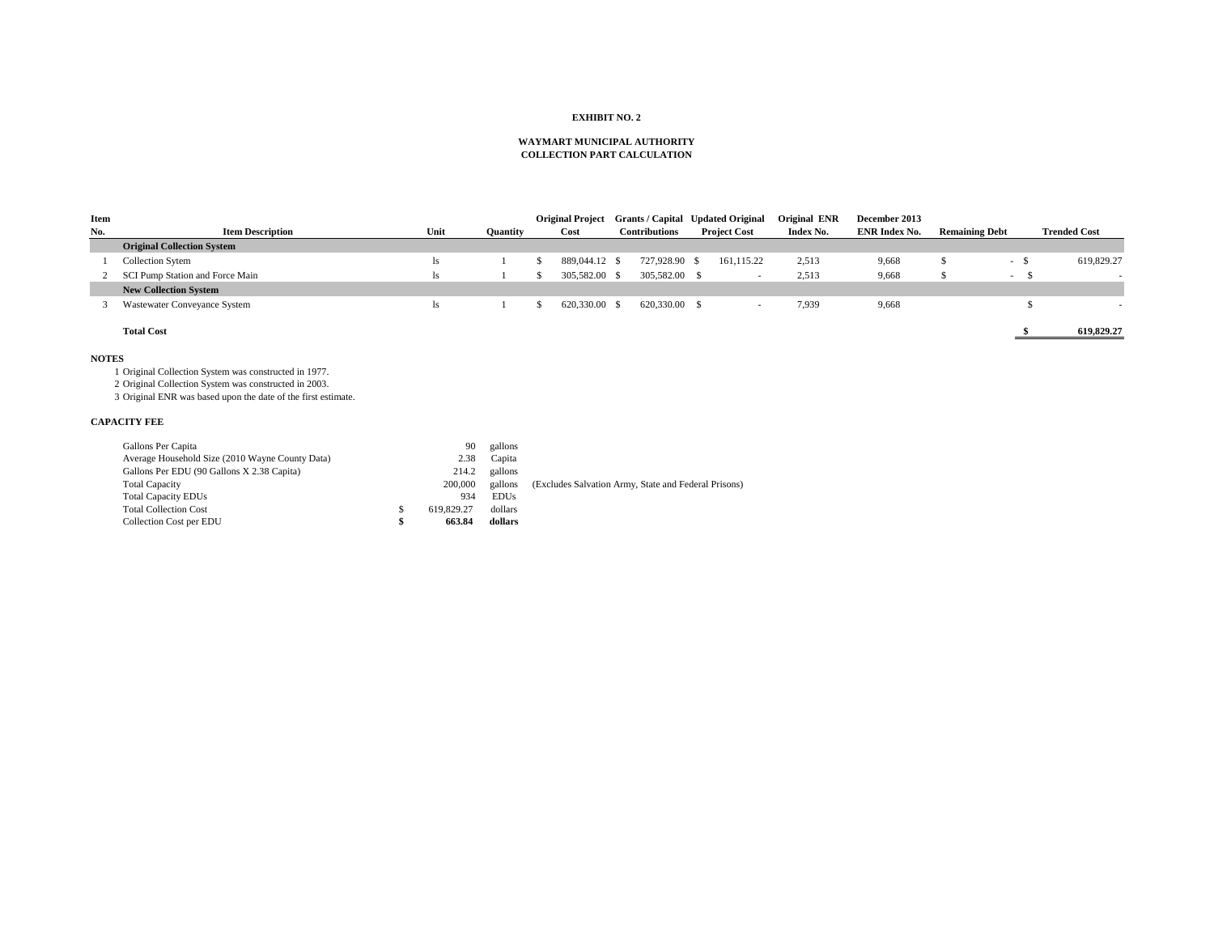**EXHIBIT NO. 2**

**WAYMART MUNICIPAL AUTHORITY**
**COLLECTION PART CALCULATION**

| Item No. | Item Description | Unit | Quantity | Original Project Cost | Grants / Capital Contributions | Updated Original Project Cost | Original ENR Index No. | December 2013 ENR Index No. | Remaining Debt | Trended Cost |
|---|---|---|---|---|---|---|---|---|---|---|
| | **Original Collection System** | | | | | | | | | |
| 1 | Collection Sytem | ls | 1 | $ 889,044.12 | $ 727,928.90 | $ 161,115.22 | 2,513 | 9,668 | $ - | $ 619,829.27 |
| 2 | SCI Pump Station and Force Main | ls | 1 | $ 305,582.00 | $ 305,582.00 | $ - | 2,513 | 9,668 | $ - | $ - |
| | **New Collection System** | | | | | | | | | |
| 3 | Wastewater Conveyance System | ls | 1 | $ 620,330.00 | $ 620,330.00 | $ - | 7,939 | 9,668 | | $ - |
| | **Total Cost** | | | | | | | | | **$ 619,829.27** |

**NOTES**

1 Original Collection System was constructed in 1977.
2 Original Collection System was constructed in 2003.
3 Original ENR was based upon the date of the first estimate.

**CAPACITY FEE**

| | | | |
|---|---|---|---|
| Gallons Per Capita | 90 | gallons | |
| Average Household Size (2010 Wayne County Data) | 2.38 | Capita | |
| Gallons Per EDU (90 Gallons X 2.38 Capita) | 214.2 | gallons | |
| Total Capacity | 200,000 | gallons | (Excludes Salvation Army, State and Federal Prisons) |
| Total Capacity EDUs | 934 | EDUs | |
| Total Collection Cost | $ 619,829.27 | dollars | |
| Collection Cost per EDU | **$ 663.84** | **dollars** | |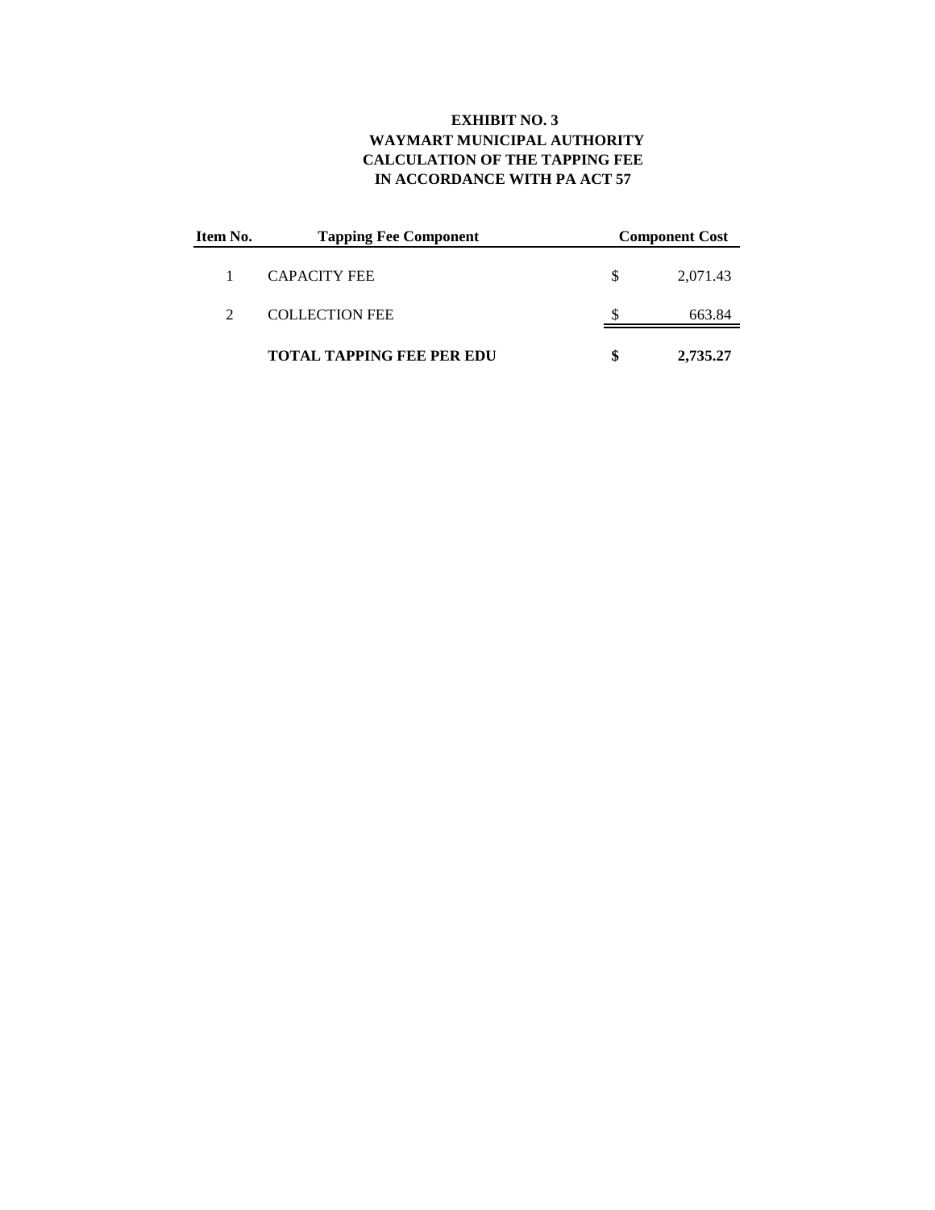**EXHIBIT NO. 3**
**WAYMART MUNICIPAL AUTHORITY**
**CALCULATION OF THE TAPPING FEE**
**IN ACCORDANCE WITH PA ACT 57**

| Item No. | Tapping Fee Component | Component Cost | |
|---|---|---|---|
| 1 | CAPACITY FEE | $ | 2,071.43 |
| 2 | COLLECTION FEE | $ | 663.84 |
| | **TOTAL TAPPING FEE PER EDU** | **$** | **2,735.27** |